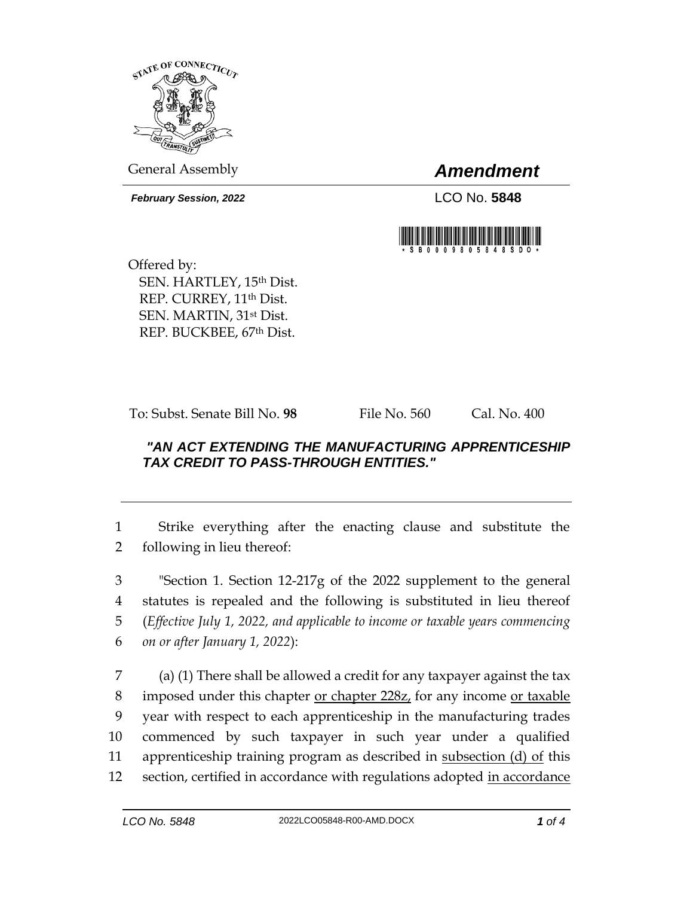General Assembly

# *Amendment*

***February Session, 2022***

LCO No. **5848**

Offered by:
SEN. HARTLEY, 15th Dist.
REP. CURREY, 11th Dist.
SEN. MARTIN, 31st Dist.
REP. BUCKBEE, 67th Dist.

To: Subst. Senate Bill No. **98** File No. 560 Cal. No. 400

***"AN ACT EXTENDING THE MANUFACTURING APPRENTICESHIP TAX CREDIT TO PASS-THROUGH ENTITIES."***

---

1 Strike everything after the enacting clause and substitute the
2 following in lieu thereof:

3 "Section 1. Section 12-217g of the 2022 supplement to the general
4 statutes is repealed and the following is substituted in lieu thereof
5 (*Effective July 1, 2022, and applicable to income or taxable years commencing*
6 *on or after January 1, 2022*):

7 (a) (1) There shall be allowed a credit for any taxpayer against the tax
8 imposed under this chapter <u>or chapter 228z,</u> for any income <u>or taxable</u>
9 year with respect to each apprenticeship in the manufacturing trades
10 commenced by such taxpayer in such year under a qualified
11 apprenticeship training program as described in <u>subsection (d) of</u> this
12 section, certified in accordance with regulations adopted <u>in accordance</u>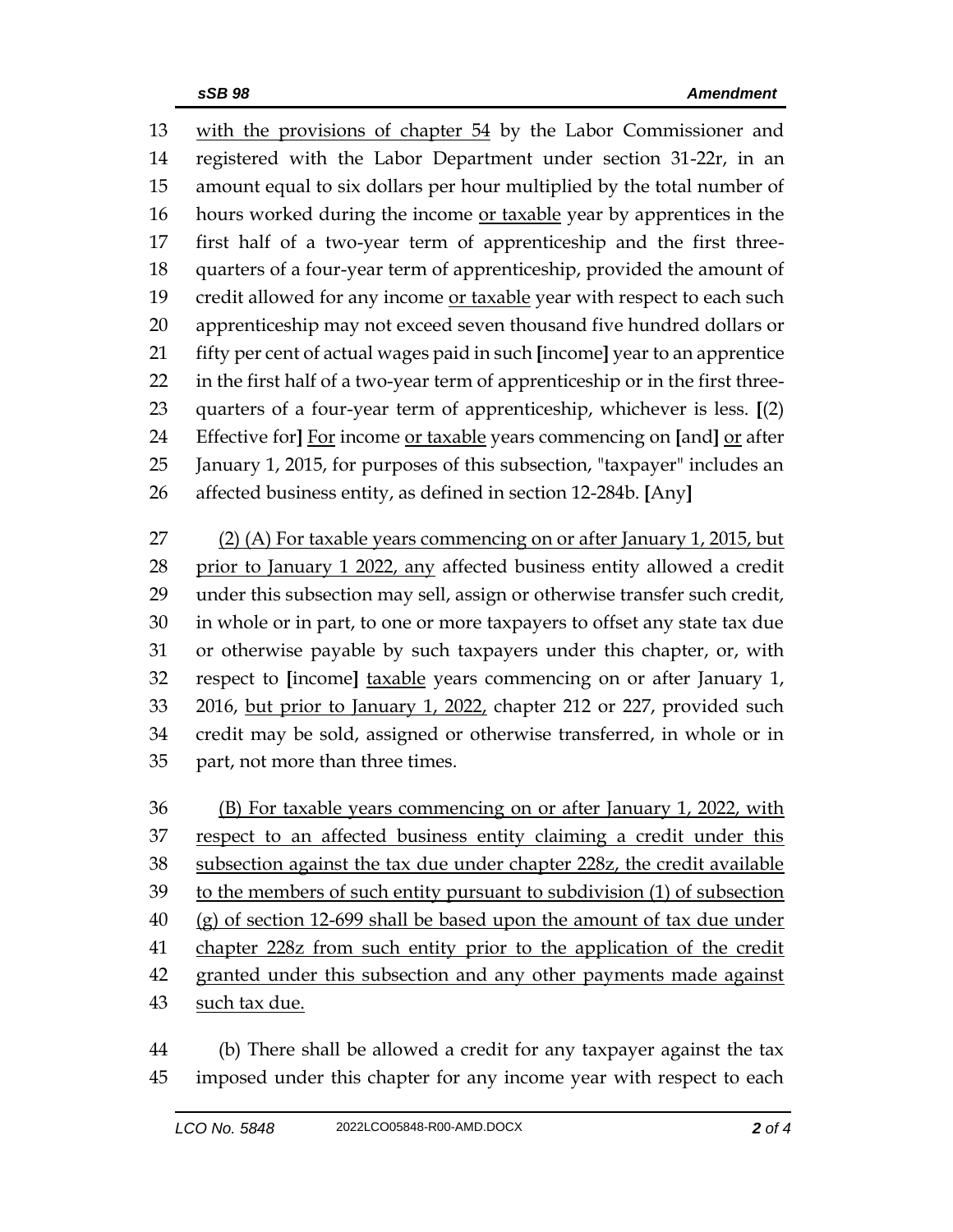with the provisions of chapter 54 by the Labor Commissioner and registered with the Labor Department under section 31-22r, in an amount equal to six dollars per hour multiplied by the total number of hours worked during the income or taxable year by apprentices in the first half of a two-year term of apprenticeship and the first three-quarters of a four-year term of apprenticeship, provided the amount of credit allowed for any income or taxable year with respect to each such apprenticeship may not exceed seven thousand five hundred dollars or fifty per cent of actual wages paid in such [income] year to an apprentice in the first half of a two-year term of apprenticeship or in the first three-quarters of a four-year term of apprenticeship, whichever is less. [(2) Effective for] For income or taxable years commencing on [and] or after January 1, 2015, for purposes of this subsection, "taxpayer" includes an affected business entity, as defined in section 12-284b. [Any]

(2) (A) For taxable years commencing on or after January 1, 2015, but prior to January 1 2022, any affected business entity allowed a credit under this subsection may sell, assign or otherwise transfer such credit, in whole or in part, to one or more taxpayers to offset any state tax due or otherwise payable by such taxpayers under this chapter, or, with respect to [income] taxable years commencing on or after January 1, 2016, but prior to January 1, 2022, chapter 212 or 227, provided such credit may be sold, assigned or otherwise transferred, in whole or in part, not more than three times.

(B) For taxable years commencing on or after January 1, 2022, with respect to an affected business entity claiming a credit under this subsection against the tax due under chapter 228z, the credit available to the members of such entity pursuant to subdivision (1) of subsection (g) of section 12-699 shall be based upon the amount of tax due under chapter 228z from such entity prior to the application of the credit granted under this subsection and any other payments made against such tax due.

(b) There shall be allowed a credit for any taxpayer against the tax imposed under this chapter for any income year with respect to each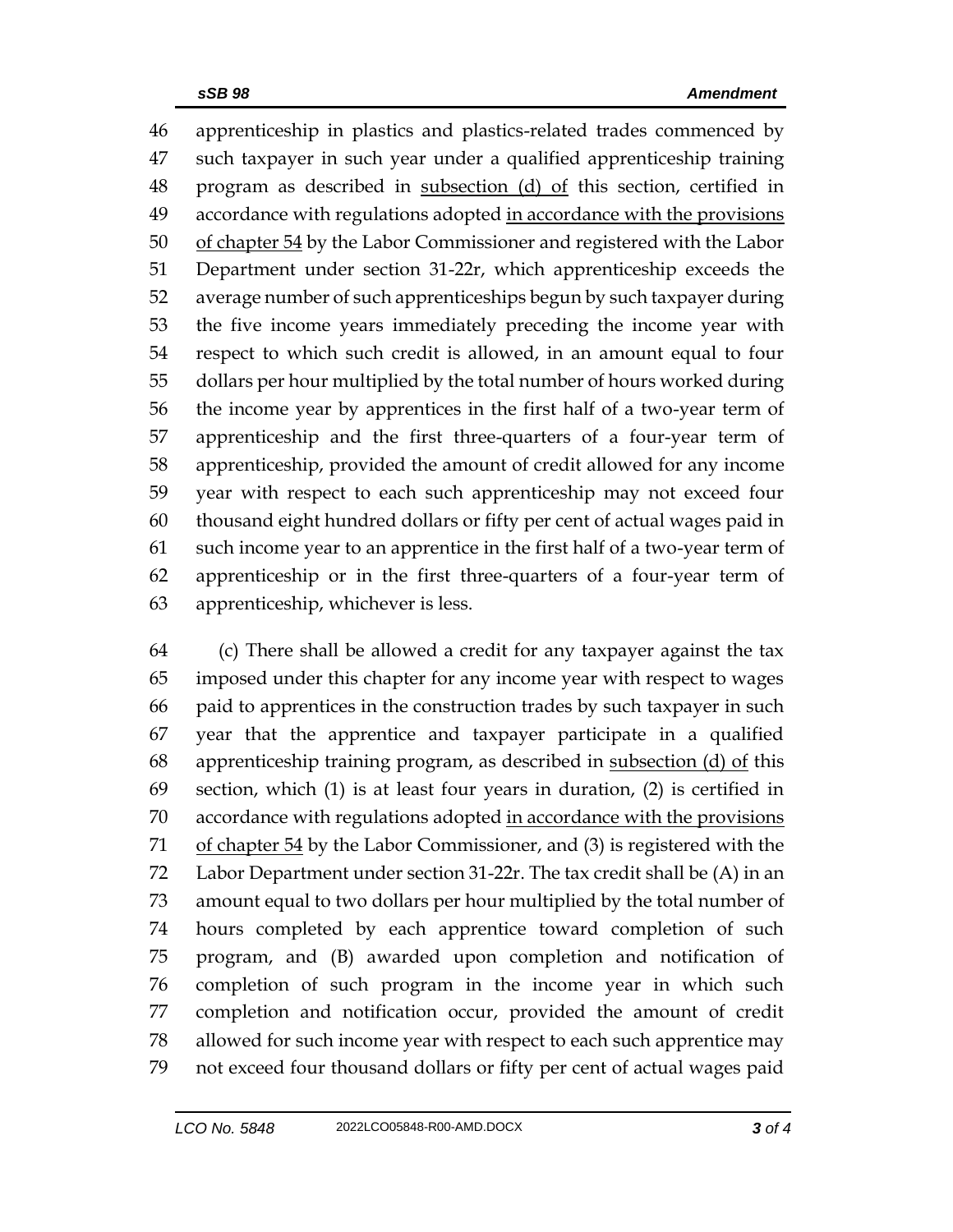apprenticeship in plastics and plastics-related trades commenced by such taxpayer in such year under a qualified apprenticeship training program as described in <u>subsection (d) of</u> this section, certified in accordance with regulations adopted <u>in accordance with the provisions of chapter 54</u> by the Labor Commissioner and registered with the Labor Department under section 31-22r, which apprenticeship exceeds the average number of such apprenticeships begun by such taxpayer during the five income years immediately preceding the income year with respect to which such credit is allowed, in an amount equal to four dollars per hour multiplied by the total number of hours worked during the income year by apprentices in the first half of a two-year term of apprenticeship and the first three-quarters of a four-year term of apprenticeship, provided the amount of credit allowed for any income year with respect to each such apprenticeship may not exceed four thousand eight hundred dollars or fifty per cent of actual wages paid in such income year to an apprentice in the first half of a two-year term of apprenticeship or in the first three-quarters of a four-year term of apprenticeship, whichever is less.

(c) There shall be allowed a credit for any taxpayer against the tax imposed under this chapter for any income year with respect to wages paid to apprentices in the construction trades by such taxpayer in such year that the apprentice and taxpayer participate in a qualified apprenticeship training program, as described in <u>subsection (d) of</u> this section, which (1) is at least four years in duration, (2) is certified in accordance with regulations adopted <u>in accordance with the provisions of chapter 54</u> by the Labor Commissioner, and (3) is registered with the Labor Department under section 31-22r. The tax credit shall be (A) in an amount equal to two dollars per hour multiplied by the total number of hours completed by each apprentice toward completion of such program, and (B) awarded upon completion and notification of completion of such program in the income year in which such completion and notification occur, provided the amount of credit allowed for such income year with respect to each such apprentice may not exceed four thousand dollars or fifty per cent of actual wages paid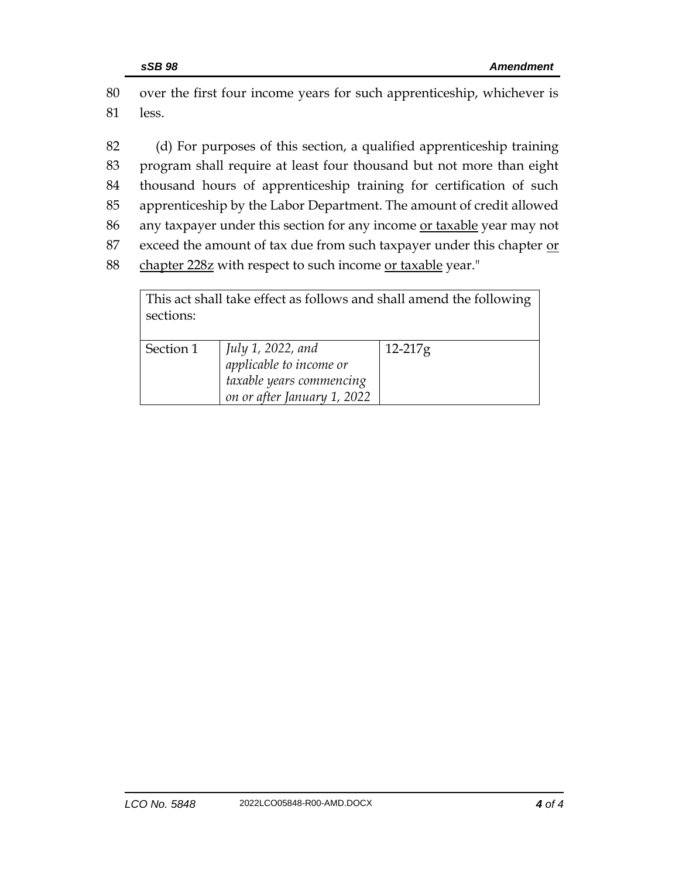80 over the first four income years for such apprenticeship, whichever is
81 less.

82 (d) For purposes of this section, a qualified apprenticeship training
83 program shall require at least four thousand but not more than eight
84 thousand hours of apprenticeship training for certification of such
85 apprenticeship by the Labor Department. The amount of credit allowed
86 any taxpayer under this section for any income <u>or taxable</u> year may not
87 exceed the amount of tax due from such taxpayer under this chapter <u>or</u>
88 <u>chapter 228z</u> with respect to such income <u>or taxable</u> year."

| This act shall take effect as follows and shall amend the following sections: | | |
|---|---|---|
| Section 1 | *July 1, 2022, and applicable to income or taxable years commencing on or after January 1, 2022* | 12-217g |